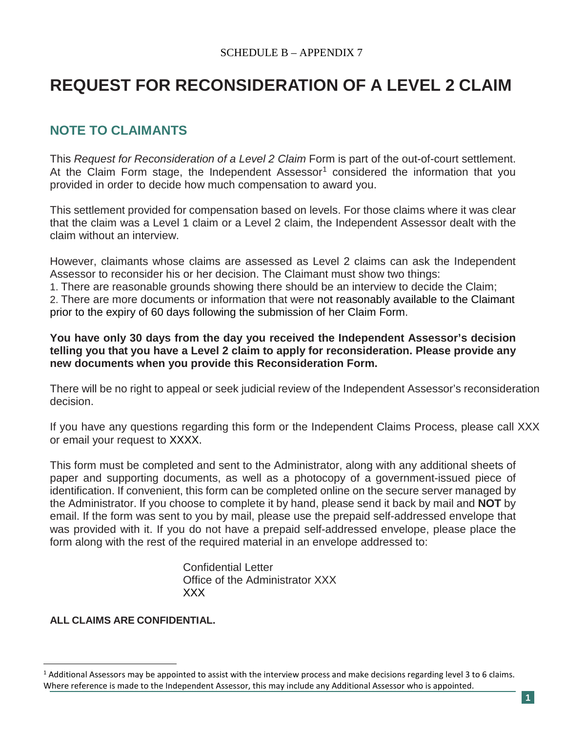SCHEDULE B – APPENDIX 7

# REQUEST FOR RECONSIDERATION OF A LEVEL 2 CLAIM

## NOTE TO CLAIMANTS

This *Request for Reconsideration of a Level 2 Claim* Form is part of the out-of-court settlement. At the Claim Form stage, the Independent Assessor[1] considered the information that you provided in order to decide how much compensation to award you.

This settlement provided for compensation based on levels. For those claims where it was clear that the claim was a Level 1 claim or a Level 2 claim, the Independent Assessor dealt with the claim without an interview.

However, claimants whose claims are assessed as Level 2 claims can ask the Independent Assessor to reconsider his or her decision. The Claimant must show two things:

1. There are reasonable grounds showing there should be an interview to decide the Claim;
2. There are more documents or information that were not reasonably available to the Claimant prior to the expiry of 60 days following the submission of her Claim Form.

**You have only 30 days from the day you received the Independent Assessor's decision telling you that you have a Level 2 claim to apply for reconsideration. Please provide any new documents when you provide this Reconsideration Form.**

There will be no right to appeal or seek judicial review of the Independent Assessor's reconsideration decision.

If you have any questions regarding this form or the Independent Claims Process, please call XXX or email your request to XXXX.

This form must be completed and sent to the Administrator, along with any additional sheets of paper and supporting documents, as well as a photocopy of a government-issued piece of identification. If convenient, this form can be completed online on the secure server managed by the Administrator. If you choose to complete it by hand, please send it back by mail and **NOT** by email. If the form was sent to you by mail, please use the prepaid self-addressed envelope that was provided with it. If you do not have a prepaid self-addressed envelope, please place the form along with the rest of the required material in an envelope addressed to:

Confidential Letter
Office of the Administrator XXX
XXX

**ALL CLAIMS ARE CONFIDENTIAL.**

[1] Additional Assessors may be appointed to assist with the interview process and make decisions regarding level 3 to 6 claims. Where reference is made to the Independent Assessor, this may include any Additional Assessor who is appointed.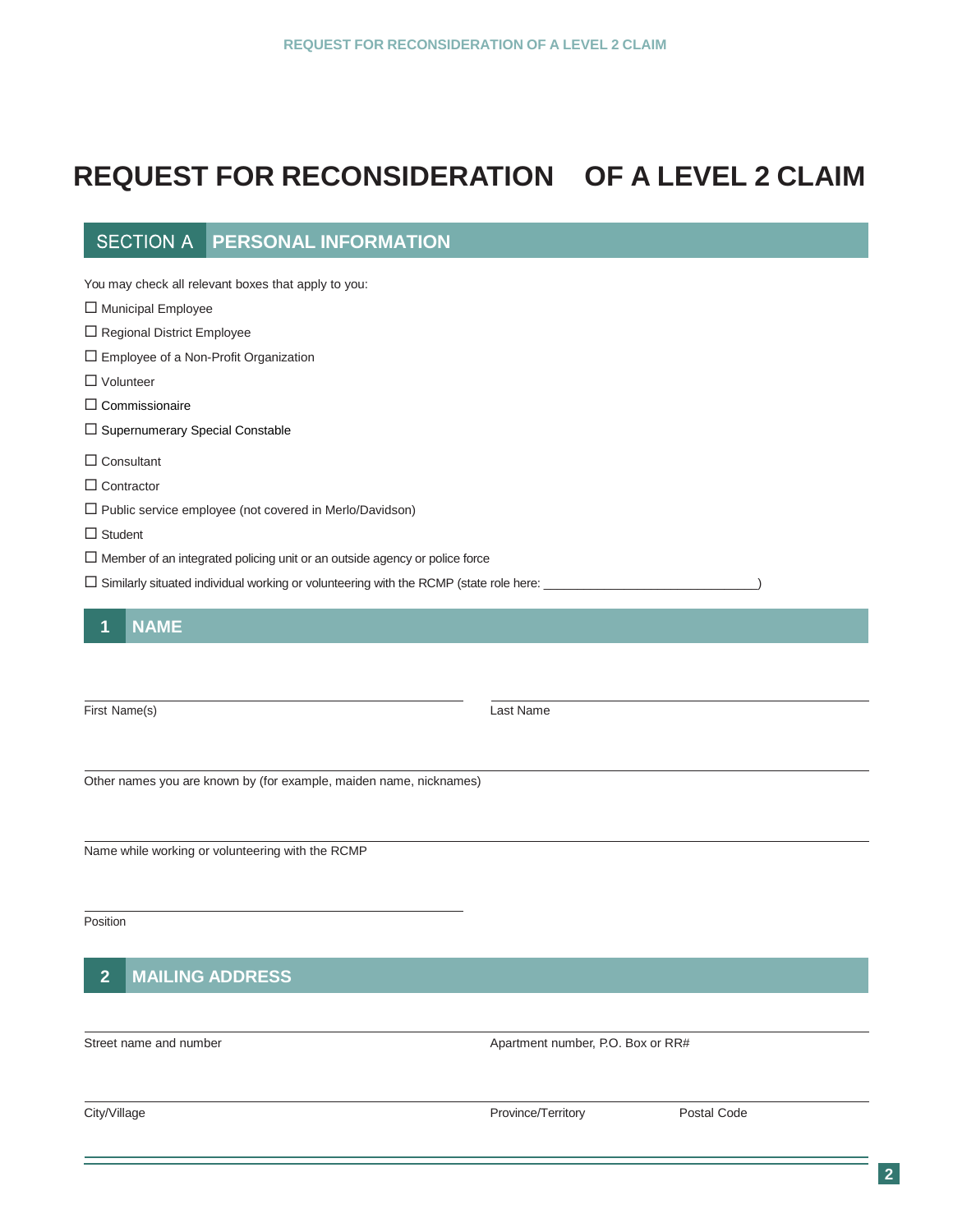# REQUEST FOR RECONSIDERATION OF A LEVEL 2 CLAIM

## SECTION A PERSONAL INFORMATION

You may check all relevant boxes that apply to you:

☐ Municipal Employee

☐ Regional District Employee

☐ Employee of a Non-Profit Organization

☐ Volunteer

☐ Commissionaire

☐ Supernumerary Special Constable

☐ Consultant

☐ Contractor

☐ Public service employee (not covered in Merlo/Davidson)

☐ Student

☐ Member of an integrated policing unit or an outside agency or police force

☐ Similarly situated individual working or volunteering with the RCMP (state role here: ______________________________)

### 1 NAME

First Name(s) ______________________ Last Name ______________________

Other names you are known by (for example, maiden name, nicknames) ______________________

Name while working or volunteering with the RCMP ______________________

Position ______________________

### 2 MAILING ADDRESS

Street name and number ______________________ Apartment number, P.O. Box or RR# ______________________

City/Village ______________________ Province/Territory ______________________ Postal Code ______________________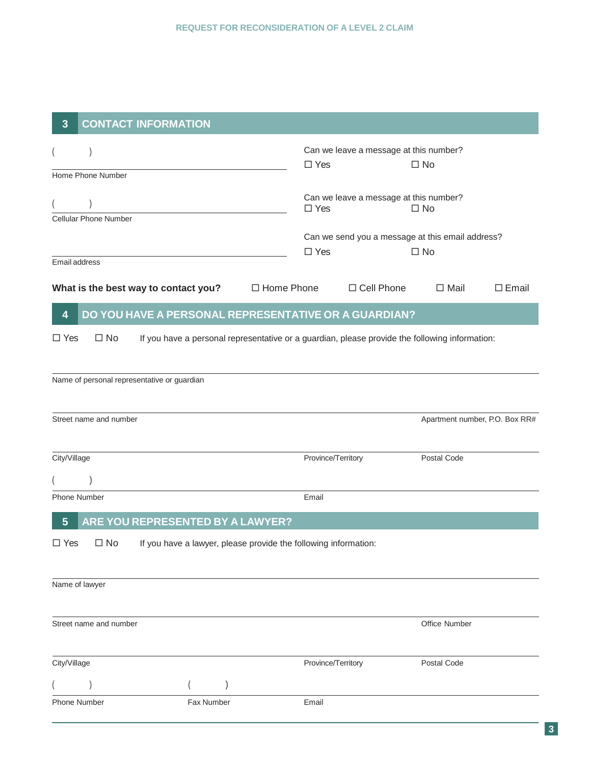## 3 CONTACT INFORMATION

(        )
Home Phone Number

Can we leave a message at this number?
☐ Yes ☐ No

(        )
Cellular Phone Number

Can we leave a message at this number?
☐ Yes ☐ No

Email address

Can we send you a message at this email address?
☐ Yes ☐ No

**What is the best way to contact you?** ☐ Home Phone ☐ Cell Phone ☐ Mail ☐ Email

## 4 DO YOU HAVE A PERSONAL REPRESENTATIVE OR A GUARDIAN?

☐ Yes ☐ No If you have a personal representative or a guardian, please provide the following information:

Name of personal representative or guardian

Street name and number | Apartment number, P.O. Box RR#

City/Village | Province/Territory | Postal Code

(        )
Phone Number | Email

## 5 ARE YOU REPRESENTED BY A LAWYER?

☐ Yes ☐ No If you have a lawyer, please provide the following information:

Name of lawyer

Street name and number | Office Number

City/Village | Province/Territory | Postal Code

(        ) (        )
Phone Number | Fax Number | Email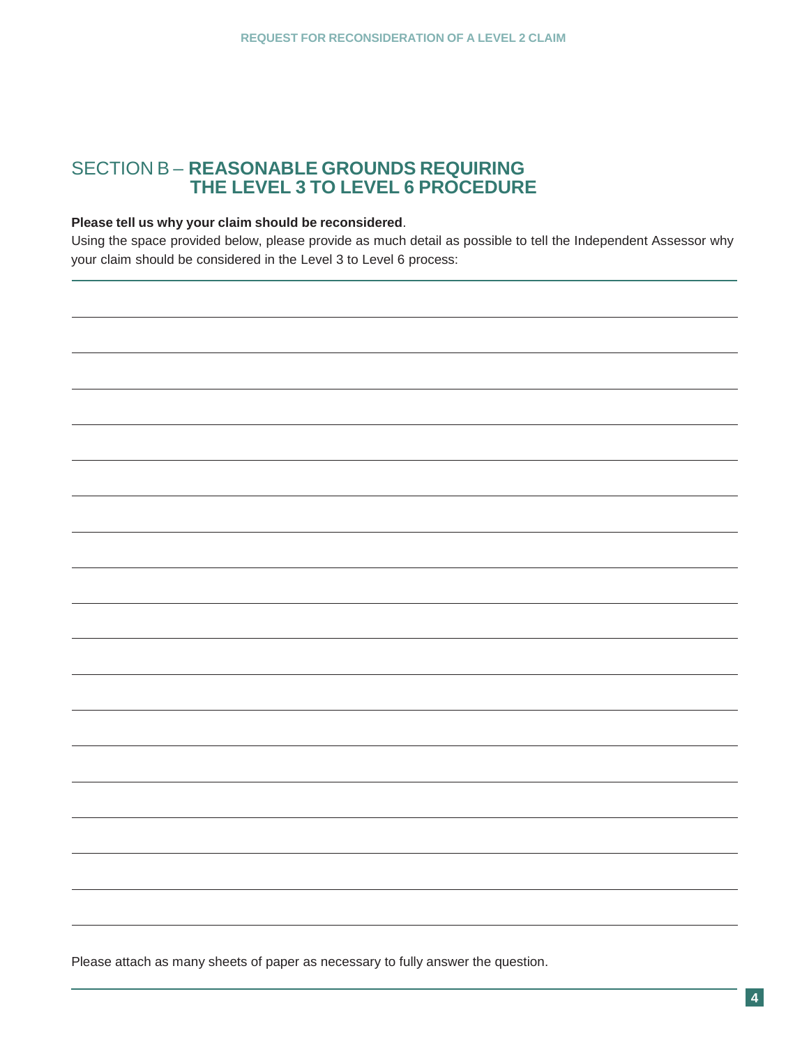## SECTION B – **REASONABLE GROUNDS REQUIRING THE LEVEL 3 TO LEVEL 6 PROCEDURE**

**Please tell us why your claim should be reconsidered**.

Using the space provided below, please provide as much detail as possible to tell the Independent Assessor why your claim should be considered in the Level 3 to Level 6 process:

Please attach as many sheets of paper as necessary to fully answer the question.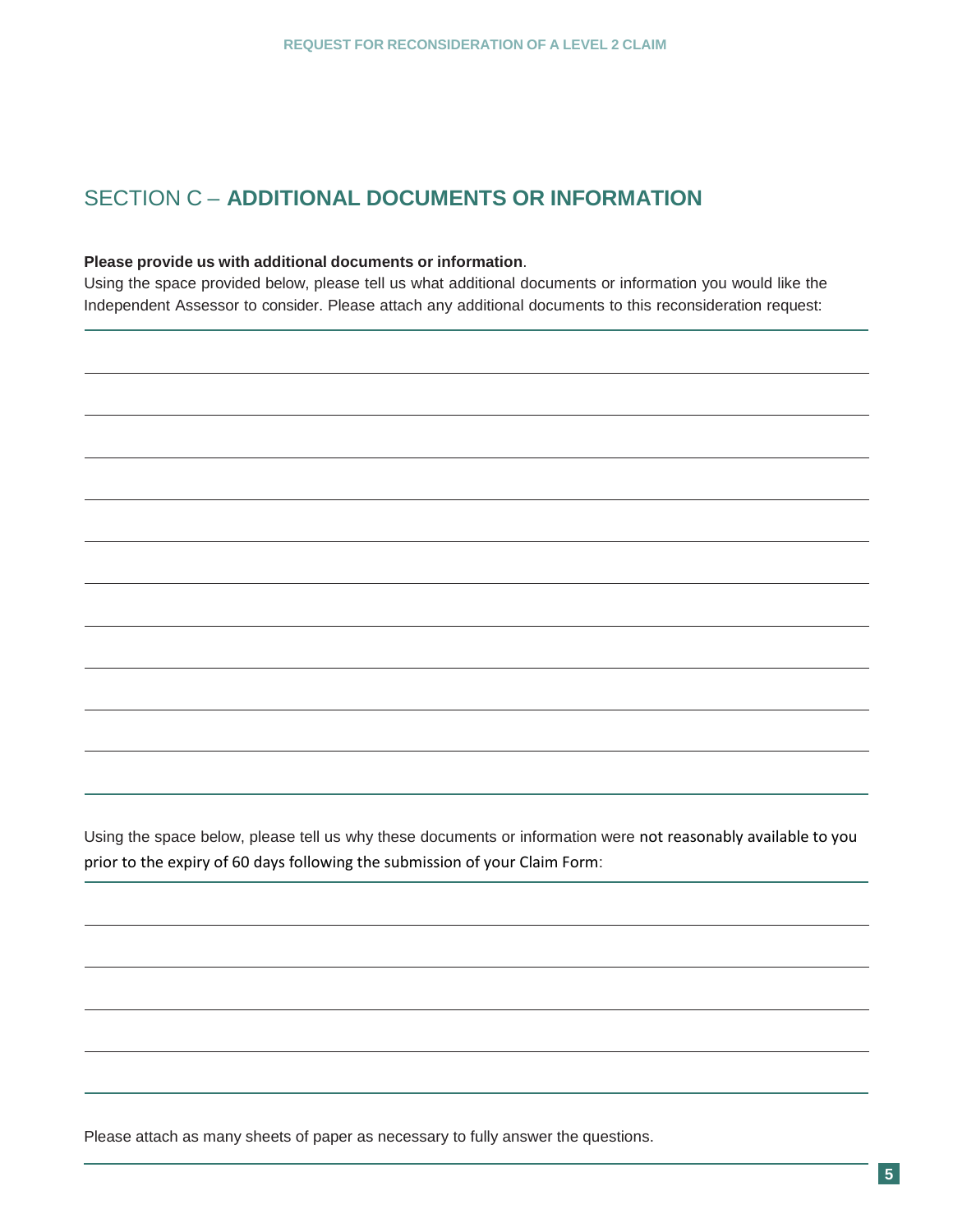## SECTION C – **ADDITIONAL DOCUMENTS OR INFORMATION**

**Please provide us with additional documents or information**.
Using the space provided below, please tell us what additional documents or information you would like the Independent Assessor to consider. Please attach any additional documents to this reconsideration request:

Using the space below, please tell us why these documents or information were not reasonably available to you prior to the expiry of 60 days following the submission of your Claim Form:

Please attach as many sheets of paper as necessary to fully answer the questions.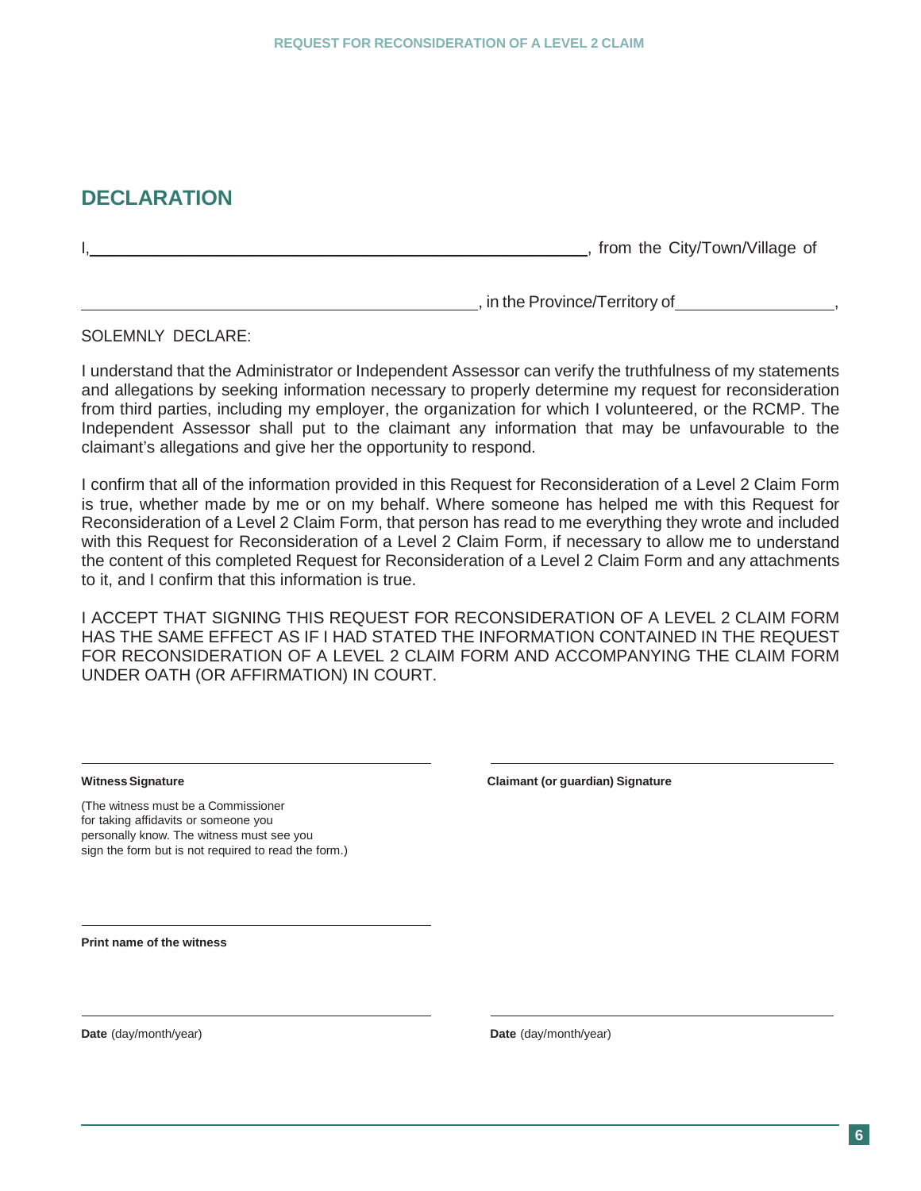## DECLARATION

I,\_\_\_\_\_\_\_\_\_\_\_\_\_\_\_\_\_\_\_\_\_\_\_\_\_\_\_\_\_\_\_\_\_\_\_\_\_\_\_\_\_\_\_\_\_\_\_\_\_\_, from the City/Town/Village of

\_\_\_\_\_\_\_\_\_\_\_\_\_\_\_\_\_\_\_\_\_\_\_\_\_\_\_\_\_\_\_\_\_\_\_\_\_\_\_\_, in the Province/Territory of\_\_\_\_\_\_\_\_\_\_\_\_\_\_\_\_\_,

SOLEMNLY DECLARE:

I understand that the Administrator or Independent Assessor can verify the truthfulness of my statements and allegations by seeking information necessary to properly determine my request for reconsideration from third parties, including my employer, the organization for which I volunteered, or the RCMP. The Independent Assessor shall put to the claimant any information that may be unfavourable to the claimant's allegations and give her the opportunity to respond.

I confirm that all of the information provided in this Request for Reconsideration of a Level 2 Claim Form is true, whether made by me or on my behalf. Where someone has helped me with this Request for Reconsideration of a Level 2 Claim Form, that person has read to me everything they wrote and included with this Request for Reconsideration of a Level 2 Claim Form, if necessary to allow me to understand the content of this completed Request for Reconsideration of a Level 2 Claim Form and any attachments to it, and I confirm that this information is true.

I ACCEPT THAT SIGNING THIS REQUEST FOR RECONSIDERATION OF A LEVEL 2 CLAIM FORM HAS THE SAME EFFECT AS IF I HAD STATED THE INFORMATION CONTAINED IN THE REQUEST FOR RECONSIDERATION OF A LEVEL 2 CLAIM FORM AND ACCOMPANYING THE CLAIM FORM UNDER OATH (OR AFFIRMATION) IN COURT.

\_\_\_\_\_\_\_\_\_\_\_\_\_\_\_\_\_\_\_\_\_\_\_\_\_\_\_\_\_\_\_\_\_\_\_\_\_\_\_\_

**Witness Signature**

(The witness must be a Commissioner for taking affidavits or someone you personally know. The witness must see you sign the form but is not required to read the form.)

\_\_\_\_\_\_\_\_\_\_\_\_\_\_\_\_\_\_\_\_\_\_\_\_\_\_\_\_\_\_\_\_\_\_\_\_\_\_\_\_

**Claimant (or guardian) Signature**

\_\_\_\_\_\_\_\_\_\_\_\_\_\_\_\_\_\_\_\_\_\_\_\_\_\_\_\_\_\_\_\_\_\_\_\_\_\_\_\_

**Print name of the witness**

\_\_\_\_\_\_\_\_\_\_\_\_\_\_\_\_\_\_\_\_\_\_\_\_\_\_\_\_\_\_\_\_\_\_\_\_\_\_\_\_

**Date** (day/month/year)

\_\_\_\_\_\_\_\_\_\_\_\_\_\_\_\_\_\_\_\_\_\_\_\_\_\_\_\_\_\_\_\_\_\_\_\_\_\_\_\_

**Date** (day/month/year)